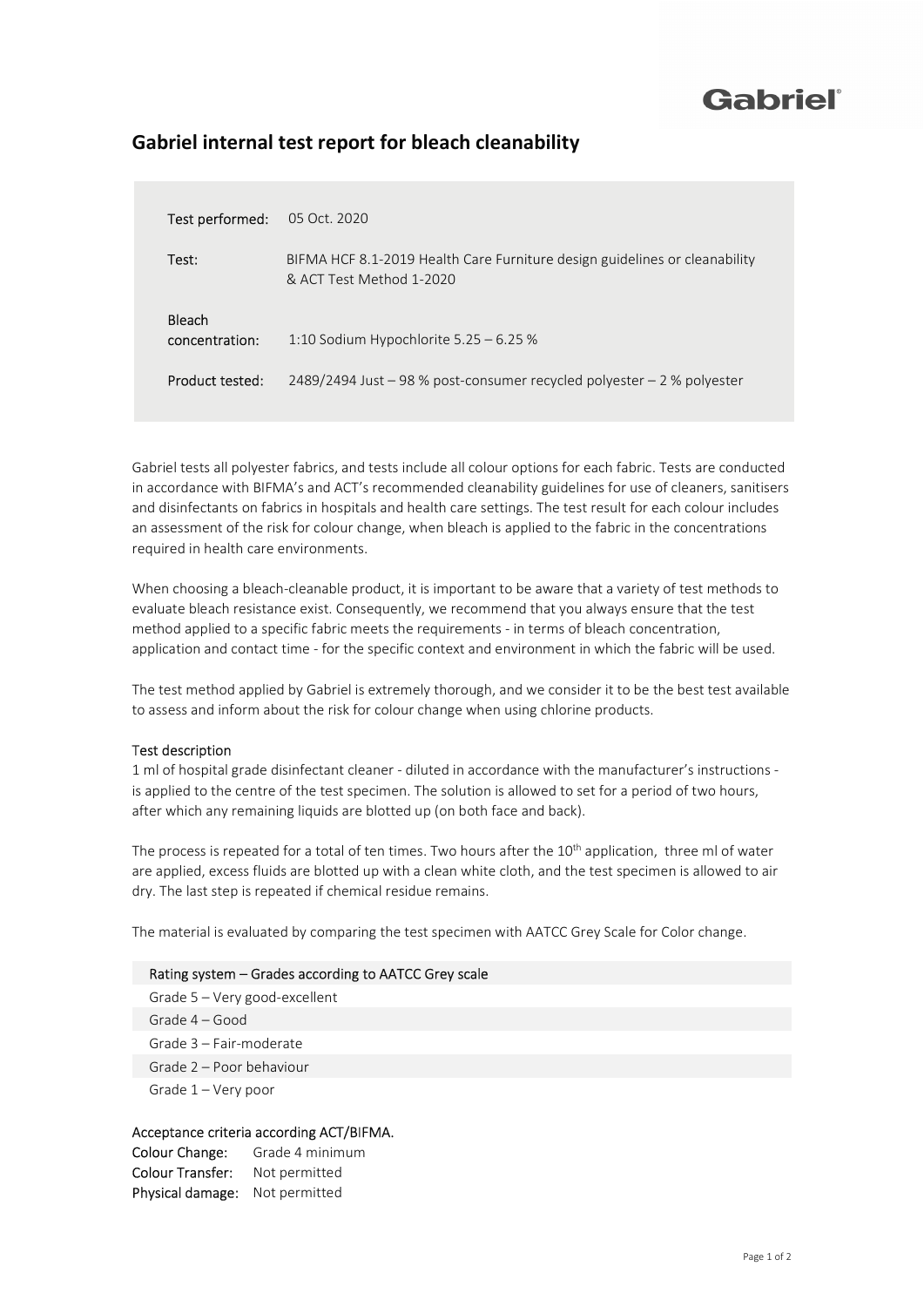Gabriel®

# Gabriel internal test report for bleach cleanability

| | |
|---|---|
| Test performed: | 05 Oct. 2020 |
| Test: | BIFMA HCF 8.1-2019 Health Care Furniture design guidelines or cleanability & ACT Test Method 1-2020 |
| Bleach concentration: | 1:10 Sodium Hypochlorite 5.25 – 6.25 % |
| Product tested: | 2489/2494 Just – 98 % post-consumer recycled polyester – 2 % polyester |

Gabriel tests all polyester fabrics, and tests include all colour options for each fabric. Tests are conducted in accordance with BIFMA's and ACT's recommended cleanability guidelines for use of cleaners, sanitisers and disinfectants on fabrics in hospitals and health care settings. The test result for each colour includes an assessment of the risk for colour change, when bleach is applied to the fabric in the concentrations required in health care environments.

When choosing a bleach-cleanable product, it is important to be aware that a variety of test methods to evaluate bleach resistance exist. Consequently, we recommend that you always ensure that the test method applied to a specific fabric meets the requirements - in terms of bleach concentration, application and contact time - for the specific context and environment in which the fabric will be used.

The test method applied by Gabriel is extremely thorough, and we consider it to be the best test available to assess and inform about the risk for colour change when using chlorine products.

## Test description

1 ml of hospital grade disinfectant cleaner - diluted in accordance with the manufacturer's instructions - is applied to the centre of the test specimen. The solution is allowed to set for a period of two hours, after which any remaining liquids are blotted up (on both face and back).

The process is repeated for a total of ten times. Two hours after the 10th application, three ml of water are applied, excess fluids are blotted up with a clean white cloth, and the test specimen is allowed to air dry. The last step is repeated if chemical residue remains.

The material is evaluated by comparing the test specimen with AATCC Grey Scale for Color change.

| Rating system – Grades according to AATCC Grey scale |
|---|
| Grade 5 – Very good-excellent |
| Grade 4 – Good |
| Grade 3 – Fair-moderate |
| Grade 2 – Poor behaviour |
| Grade 1 – Very poor |

## Acceptance criteria according ACT/BIFMA.

**Colour Change:** Grade 4 minimum
**Colour Transfer:** Not permitted
**Physical damage:** Not permitted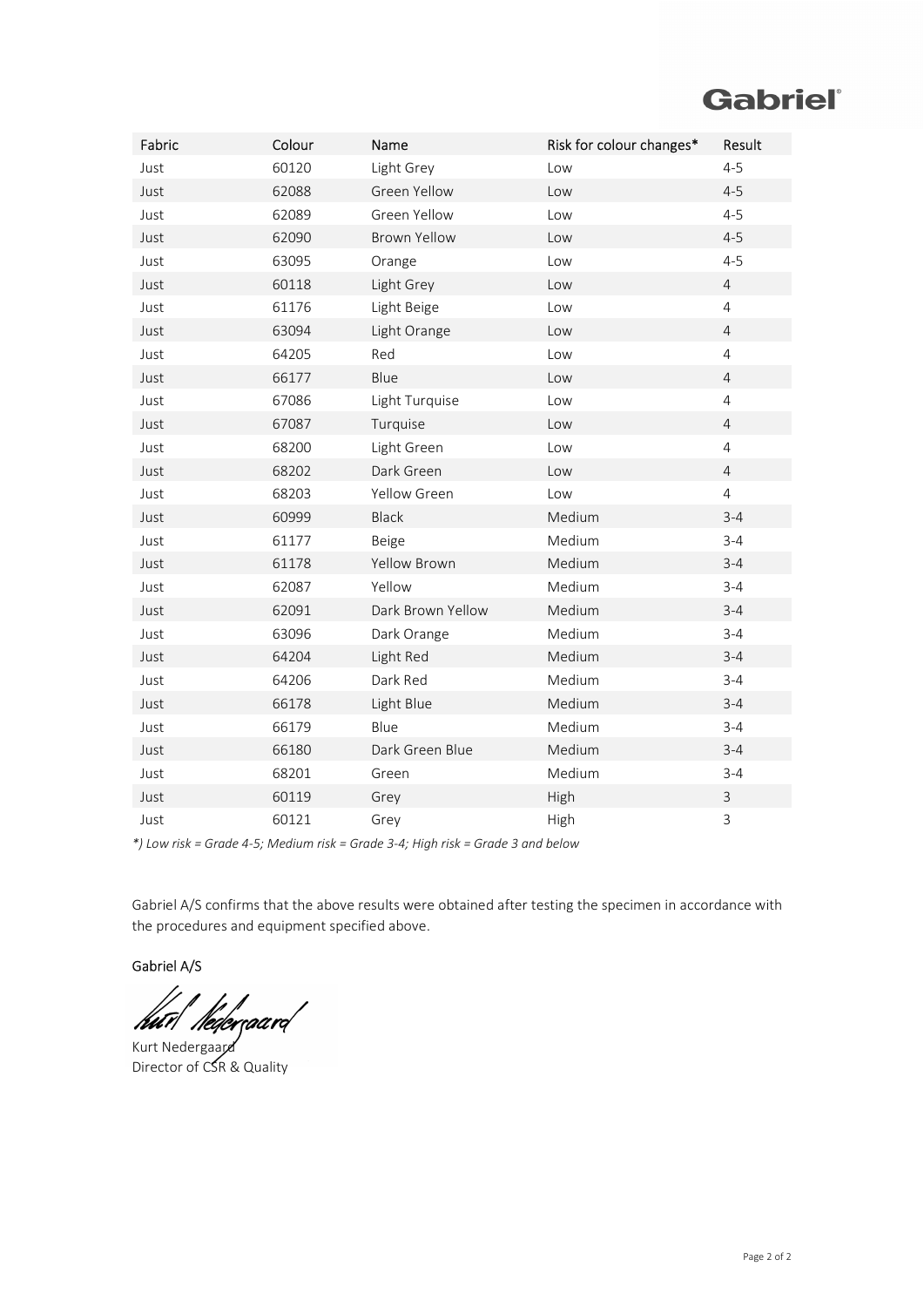| Fabric | Colour | Name | Risk for colour changes* | Result |
|---|---|---|---|---|
| Just | 60120 | Light Grey | Low | 4-5 |
| Just | 62088 | Green Yellow | Low | 4-5 |
| Just | 62089 | Green Yellow | Low | 4-5 |
| Just | 62090 | Brown Yellow | Low | 4-5 |
| Just | 63095 | Orange | Low | 4-5 |
| Just | 60118 | Light Grey | Low | 4 |
| Just | 61176 | Light Beige | Low | 4 |
| Just | 63094 | Light Orange | Low | 4 |
| Just | 64205 | Red | Low | 4 |
| Just | 66177 | Blue | Low | 4 |
| Just | 67086 | Light Turquise | Low | 4 |
| Just | 67087 | Turquise | Low | 4 |
| Just | 68200 | Light Green | Low | 4 |
| Just | 68202 | Dark Green | Low | 4 |
| Just | 68203 | Yellow Green | Low | 4 |
| Just | 60999 | Black | Medium | 3-4 |
| Just | 61177 | Beige | Medium | 3-4 |
| Just | 61178 | Yellow Brown | Medium | 3-4 |
| Just | 62087 | Yellow | Medium | 3-4 |
| Just | 62091 | Dark Brown Yellow | Medium | 3-4 |
| Just | 63096 | Dark Orange | Medium | 3-4 |
| Just | 64204 | Light Red | Medium | 3-4 |
| Just | 64206 | Dark Red | Medium | 3-4 |
| Just | 66178 | Light Blue | Medium | 3-4 |
| Just | 66179 | Blue | Medium | 3-4 |
| Just | 66180 | Dark Green Blue | Medium | 3-4 |
| Just | 68201 | Green | Medium | 3-4 |
| Just | 60119 | Grey | High | 3 |
| Just | 60121 | Grey | High | 3 |

*\*) Low risk = Grade 4-5; Medium risk = Grade 3-4; High risk = Grade 3 and below*

Gabriel A/S confirms that the above results were obtained after testing the specimen in accordance with the procedures and equipment specified above.

Gabriel A/S

Kurt Nedergaard
Director of CSR & Quality